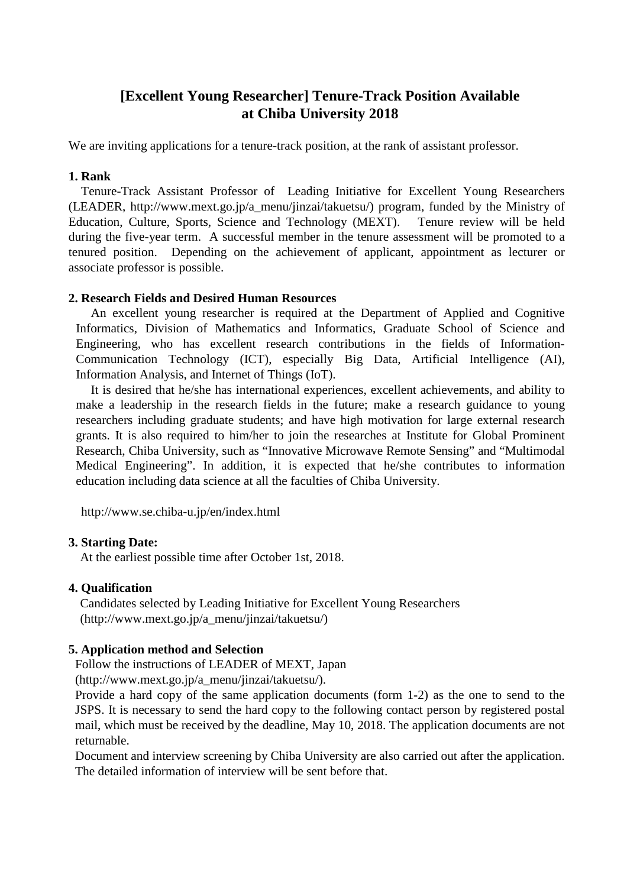# [Excellent Young Researcher] Tenure-Track Position Available at Chiba University 2018

We are inviting applications for a tenure-track position, at the rank of assistant professor.

**1. Rank**

Tenure-Track Assistant Professor of Leading Initiative for Excellent Young Researchers (LEADER, http://www.mext.go.jp/a_menu/jinzai/takuetsu/) program, funded by the Ministry of Education, Culture, Sports, Science and Technology (MEXT). Tenure review will be held during the five-year term. A successful member in the tenure assessment will be promoted to a tenured position. Depending on the achievement of applicant, appointment as lecturer or associate professor is possible.

**2. Research Fields and Desired Human Resources**

An excellent young researcher is required at the Department of Applied and Cognitive Informatics, Division of Mathematics and Informatics, Graduate School of Science and Engineering, who has excellent research contributions in the fields of Information-Communication Technology (ICT), especially Big Data, Artificial Intelligence (AI), Information Analysis, and Internet of Things (IoT).

It is desired that he/she has international experiences, excellent achievements, and ability to make a leadership in the research fields in the future; make a research guidance to young researchers including graduate students; and have high motivation for large external research grants. It is also required to him/her to join the researches at Institute for Global Prominent Research, Chiba University, such as "Innovative Microwave Remote Sensing" and "Multimodal Medical Engineering". In addition, it is expected that he/she contributes to information education including data science at all the faculties of Chiba University.

http://www.se.chiba-u.jp/en/index.html

**3. Starting Date:**

At the earliest possible time after October 1st, 2018.

**4. Qualification**

Candidates selected by Leading Initiative for Excellent Young Researchers (http://www.mext.go.jp/a_menu/jinzai/takuetsu/)

**5. Application method and Selection**

Follow the instructions of LEADER of MEXT, Japan (http://www.mext.go.jp/a_menu/jinzai/takuetsu/).

Provide a hard copy of the same application documents (form 1-2) as the one to send to the JSPS. It is necessary to send the hard copy to the following contact person by registered postal mail, which must be received by the deadline, May 10, 2018. The application documents are not returnable.

Document and interview screening by Chiba University are also carried out after the application. The detailed information of interview will be sent before that.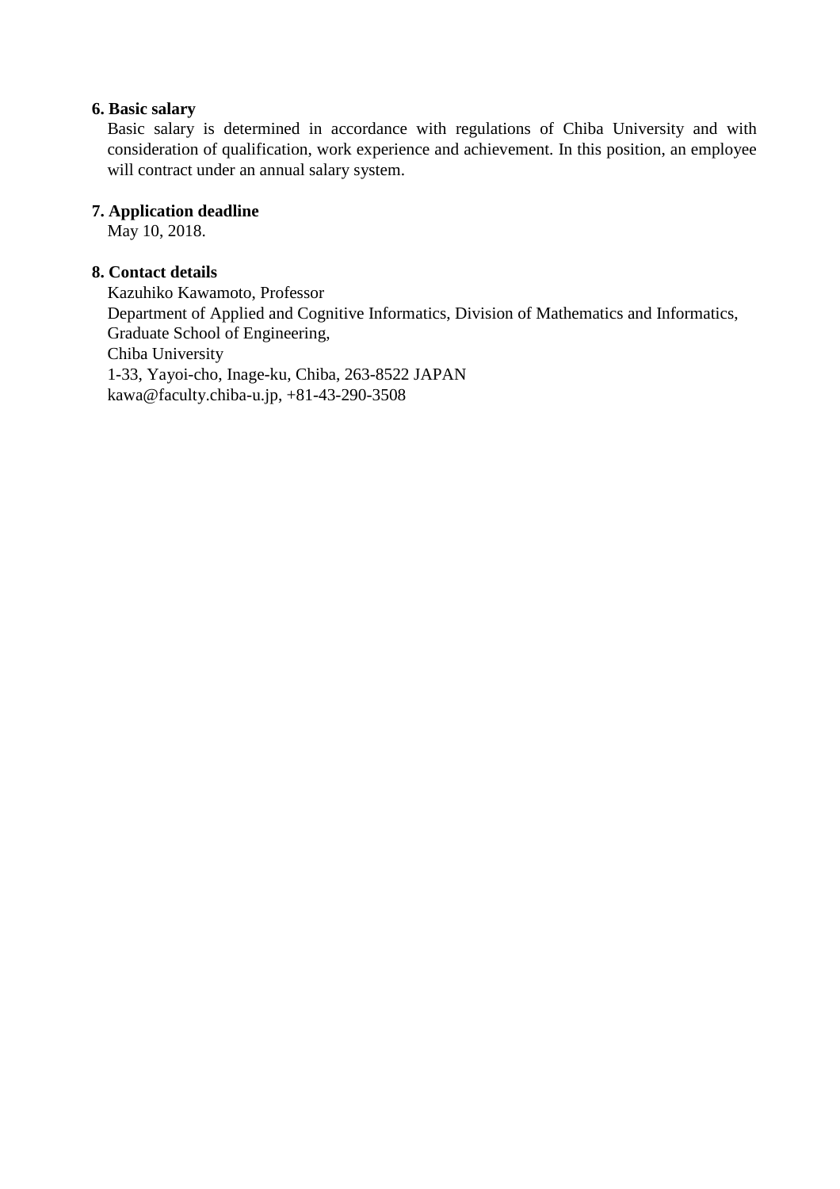## 6. Basic salary

Basic salary is determined in accordance with regulations of Chiba University and with consideration of qualification, work experience and achievement. In this position, an employee will contract under an annual salary system.

## 7. Application deadline

May 10, 2018.

## 8. Contact details

Kazuhiko Kawamoto, Professor
Department of Applied and Cognitive Informatics, Division of Mathematics and Informatics, Graduate School of Engineering,
Chiba University
1-33, Yayoi-cho, Inage-ku, Chiba, 263-8522 JAPAN
kawa@faculty.chiba-u.jp, +81-43-290-3508